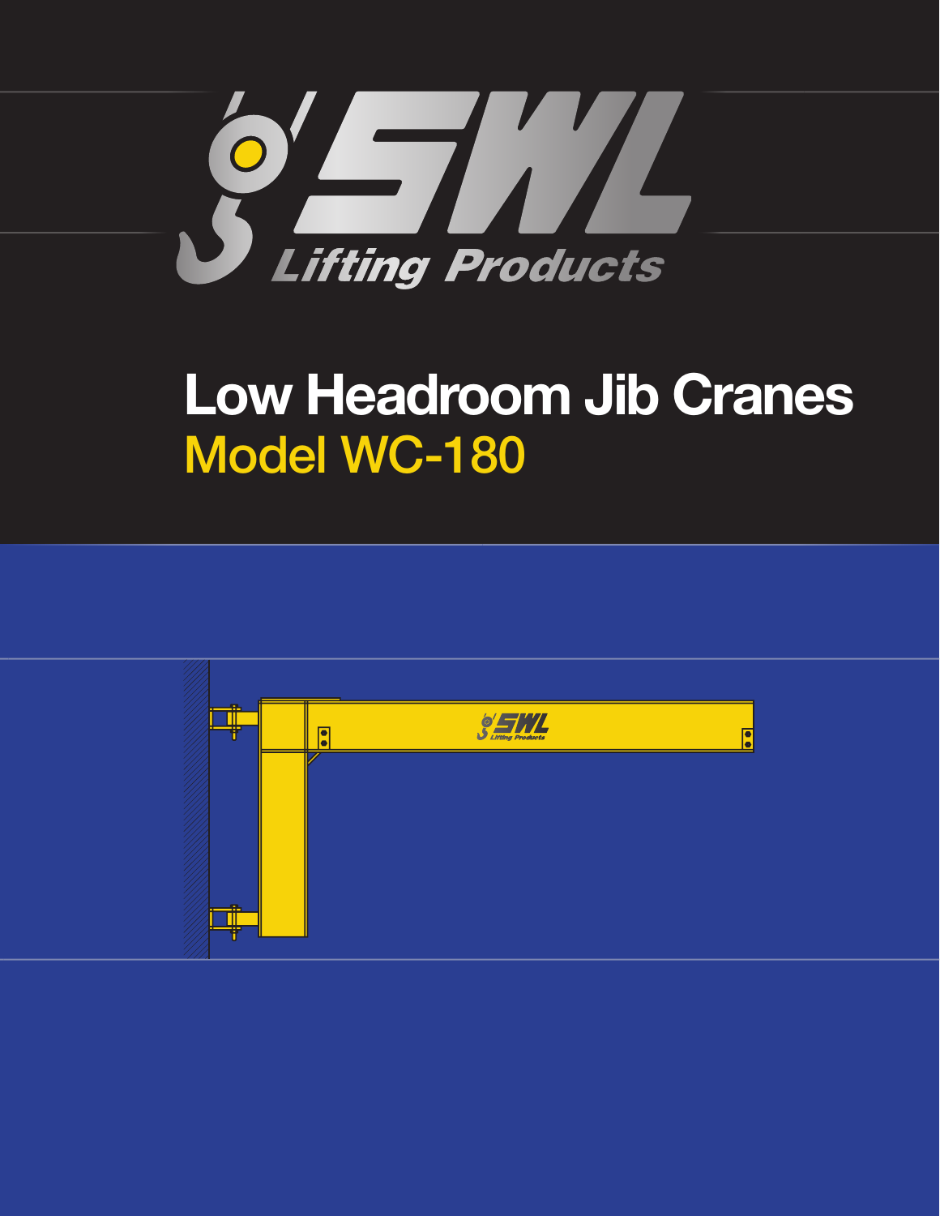SWL Lifting Products

# Low Headroom Jib Cranes

## Model WC-180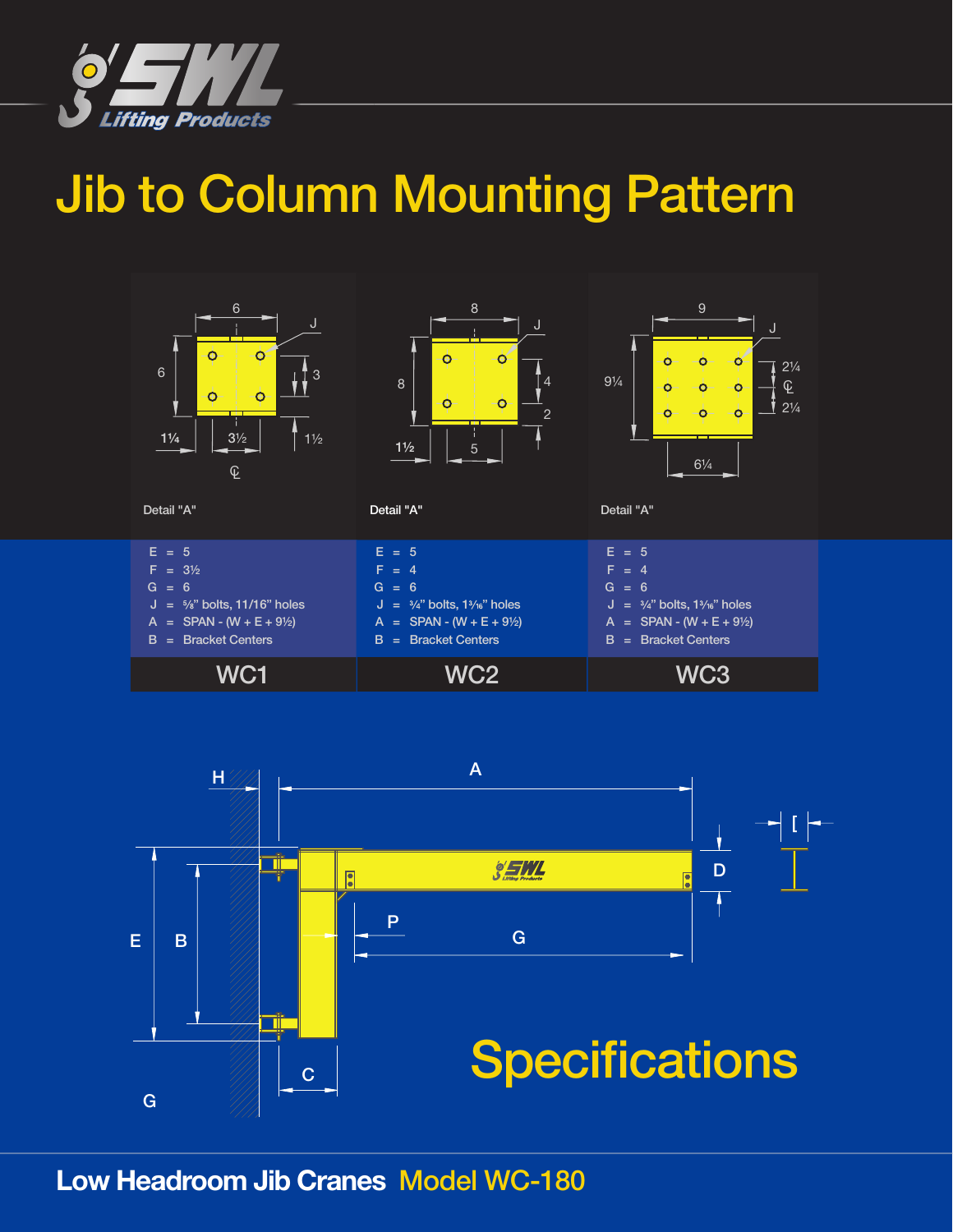# Jib to Column Mounting Pattern

| | WC1 | WC2 | WC3 |
|---|---|---|---|
| E | 5 | 5 | 5 |
| F | 3½ | 4 | 4 |
| G | 6 | 6 | 6 |
| J | ⅝" bolts, 11/16" holes | ¾" bolts, 13⁄16" holes | ¾" bolts, 13⁄16" holes |
| A | SPAN - (W + E + 9½) | SPAN - (W + E + 9½) | SPAN - (W + E + 9½) |
| B | Bracket Centers | Bracket Centers | Bracket Centers |

Detail "A"

# Specifications

**Low Headroom Jib Cranes** Model WC-180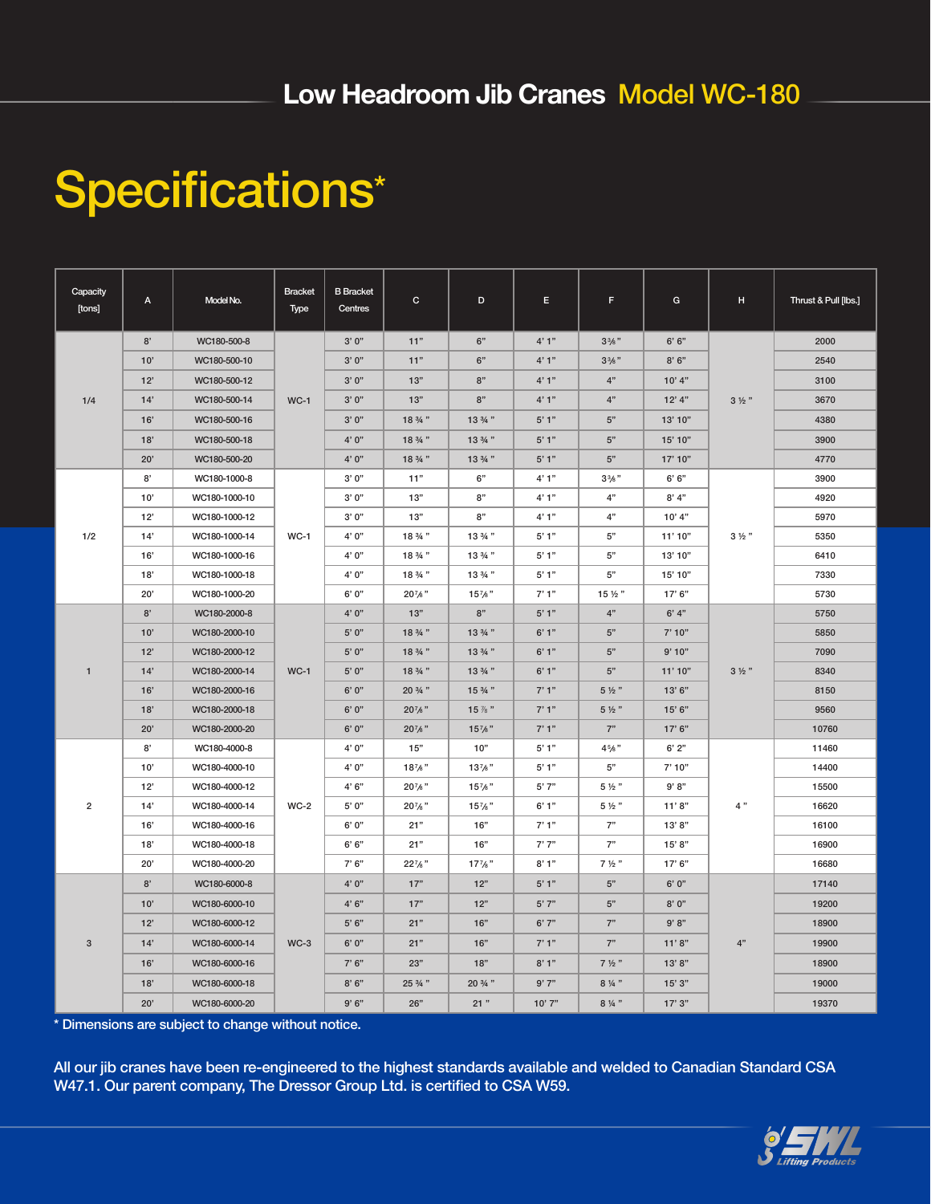# Low Headroom Jib Cranes Model WC-180

## Specifications*

| Capacity [tons] | A | Model No. | Bracket Type | B Bracket Centres | C | D | E | F | G | H | Thrust & Pull [lbs.] |
|---|---|---|---|---|---|---|---|---|---|---|---|
| 1/4 | 8' | WC180-500-8 | WC-1 | 3' 0" | 11" | 6" | 4' 1" | 3⅜" | 6' 6" | 3 ½" | 2000 |
| | 10' | WC180-500-10 | | 3' 0" | 11" | 6" | 4' 1" | 3⅜" | 8' 6" | | 2540 |
| | 12' | WC180-500-12 | | 3' 0" | 13" | 8" | 4' 1" | 4" | 10' 4" | | 3100 |
| | 14' | WC180-500-14 | | 3' 0" | 13" | 8" | 4' 1" | 4" | 12' 4" | | 3670 |
| | 16' | WC180-500-16 | | 3' 0" | 18 ¾" | 13 ¾" | 5' 1" | 5" | 13' 10" | | 4380 |
| | 18' | WC180-500-18 | | 4' 0" | 18 ¾" | 13 ¾" | 5' 1" | 5" | 15' 10" | | 3900 |
| | 20' | WC180-500-20 | | 4' 0" | 18 ¾" | 13 ¾" | 5' 1" | 5" | 17' 10" | | 4770 |
| 1/2 | 8' | WC180-1000-8 | WC-1 | 3' 0" | 11" | 6" | 4' 1" | 3⅜" | 6' 6" | 3 ½" | 3900 |
| | 10' | WC180-1000-10 | | 3' 0" | 13" | 8" | 4' 1" | 4" | 8' 4" | | 4920 |
| | 12' | WC180-1000-12 | | 3' 0" | 13" | 8" | 4' 1" | 4" | 10' 4" | | 5970 |
| | 14' | WC180-1000-14 | | 4' 0" | 18 ¾" | 13 ¾" | 5' 1" | 5" | 11' 10" | | 5350 |
| | 16' | WC180-1000-16 | | 4' 0" | 18 ¾" | 13 ¾" | 5' 1" | 5" | 13' 10" | | 6410 |
| | 18' | WC180-1000-18 | | 4' 0" | 18 ¾" | 13 ¾" | 5' 1" | 5" | 15' 10" | | 7330 |
| | 20' | WC180-1000-20 | | 6' 0" | 20⅞" | 15⅞" | 7' 1" | 15 ½" | 17' 6" | | 5730 |
| 1 | 8' | WC180-2000-8 | WC-1 | 4' 0" | 13" | 8" | 5' 1" | 4" | 6' 4" | 3 ½" | 5750 |
| | 10' | WC180-2000-10 | | 5' 0" | 18 ¾" | 13 ¾" | 6' 1" | 5" | 7' 10" | | 5850 |
| | 12' | WC180-2000-12 | | 5' 0" | 18 ¾" | 13 ¾" | 6' 1" | 5" | 9' 10" | | 7090 |
| | 14' | WC180-2000-14 | | 5' 0" | 18 ¾" | 13 ¾" | 6' 1" | 5" | 11' 10" | | 8340 |
| | 16' | WC180-2000-16 | | 6' 0" | 20 ¾" | 15 ¾" | 7' 1" | 5 ½" | 13' 6" | | 8150 |
| | 18' | WC180-2000-18 | | 6' 0" | 20⅞" | 15 ⅞" | 7' 1" | 5 ½" | 15' 6" | | 9560 |
| | 20' | WC180-2000-20 | | 6' 0" | 20⅞" | 15⅞" | 7' 1" | 7" | 17' 6" | | 10760 |
| 2 | 8' | WC180-4000-8 | WC-2 | 4' 0" | 15" | 10" | 5' 1" | 4⅝" | 6' 2" | 4" | 11460 |
| | 10' | WC180-4000-10 | | 4' 0" | 18⅞" | 13⅞" | 5' 1" | 5" | 7' 10" | | 14400 |
| | 12' | WC180-4000-12 | | 4' 6" | 20⅞" | 15⅞" | 5' 7" | 5 ½" | 9' 8" | | 15500 |
| | 14' | WC180-4000-14 | | 5' 0" | 20⅞" | 15⅞" | 6' 1" | 5 ½" | 11' 8" | | 16620 |
| | 16' | WC180-4000-16 | | 6' 0" | 21" | 16" | 7' 1" | 7" | 13' 8" | | 16100 |
| | 18' | WC180-4000-18 | | 6' 6" | 21" | 16" | 7' 7" | 7" | 15' 8" | | 16900 |
| | 20' | WC180-4000-20 | | 7' 6" | 22⅞" | 17⅞" | 8' 1" | 7 ½" | 17' 6" | | 16680 |
| 3 | 8' | WC180-6000-8 | WC-3 | 4' 0" | 17" | 12" | 5' 1" | 5" | 6' 0" | 4" | 17140 |
| | 10' | WC180-6000-10 | | 4' 6" | 17" | 12" | 5' 7" | 5" | 8' 0" | | 19200 |
| | 12' | WC180-6000-12 | | 5' 6" | 21" | 16" | 6' 7" | 7" | 9' 8" | | 18900 |
| | 14' | WC180-6000-14 | | 6' 0" | 21" | 16" | 7' 1" | 7" | 11' 8" | | 19900 |
| | 16' | WC180-6000-16 | | 7' 6" | 23" | 18" | 8' 1" | 7 ½" | 13' 8" | | 18900 |
| | 18' | WC180-6000-18 | | 8' 6" | 25 ¾" | 20 ¾" | 9' 7" | 8 ¼" | 15' 3" | | 19000 |
| | 20' | WC180-6000-20 | | 9' 6" | 26" | 21" | 10' 7" | 8 ¼" | 17' 3" | | 19370 |

* Dimensions are subject to change without notice.

All our jib cranes have been re-engineered to the highest standards available and welded to Canadian Standard CSA W47.1. Our parent company, The Dressor Group Ltd. is certified to CSA W59.

SWL Lifting Products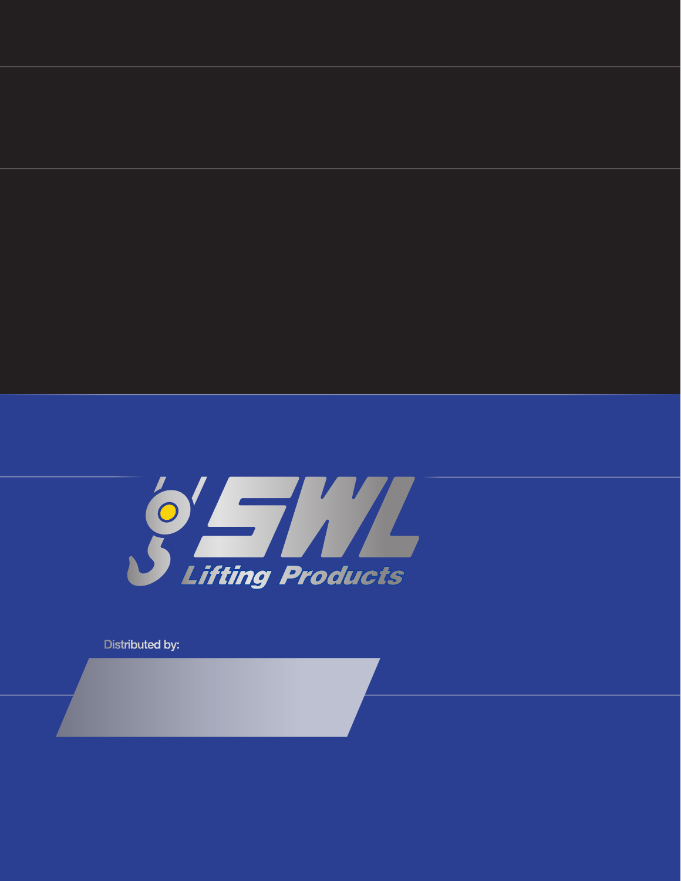SWL

Lifting Products

Distributed by: